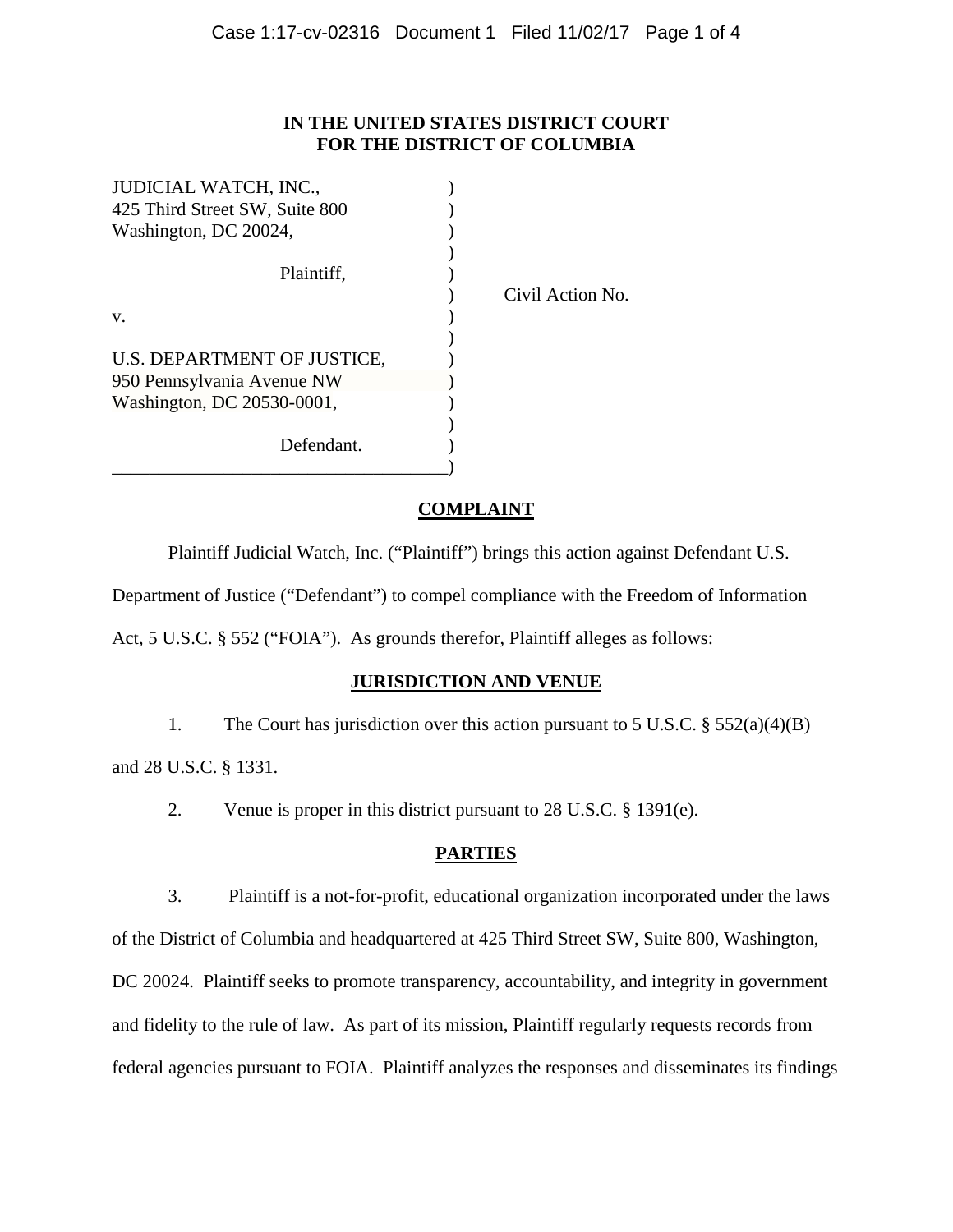**IN THE UNITED STATES DISTRICT COURT**
**FOR THE DISTRICT OF COLUMBIA**

JUDICIAL WATCH, INC.,
425 Third Street SW, Suite 800
Washington, DC 20024,

Plaintiff,

v.

U.S. DEPARTMENT OF JUSTICE,
950 Pennsylvania Avenue NW
Washington, DC 20530-0001,

Defendant.

Civil Action No.

## COMPLAINT

Plaintiff Judicial Watch, Inc. ("Plaintiff") brings this action against Defendant U.S. Department of Justice ("Defendant") to compel compliance with the Freedom of Information Act, 5 U.S.C. § 552 ("FOIA"). As grounds therefor, Plaintiff alleges as follows:

## JURISDICTION AND VENUE

1. The Court has jurisdiction over this action pursuant to 5 U.S.C. § 552(a)(4)(B) and 28 U.S.C. § 1331.

2. Venue is proper in this district pursuant to 28 U.S.C. § 1391(e).

## PARTIES

3. Plaintiff is a not-for-profit, educational organization incorporated under the laws of the District of Columbia and headquartered at 425 Third Street SW, Suite 800, Washington, DC 20024. Plaintiff seeks to promote transparency, accountability, and integrity in government and fidelity to the rule of law. As part of its mission, Plaintiff regularly requests records from federal agencies pursuant to FOIA. Plaintiff analyzes the responses and disseminates its findings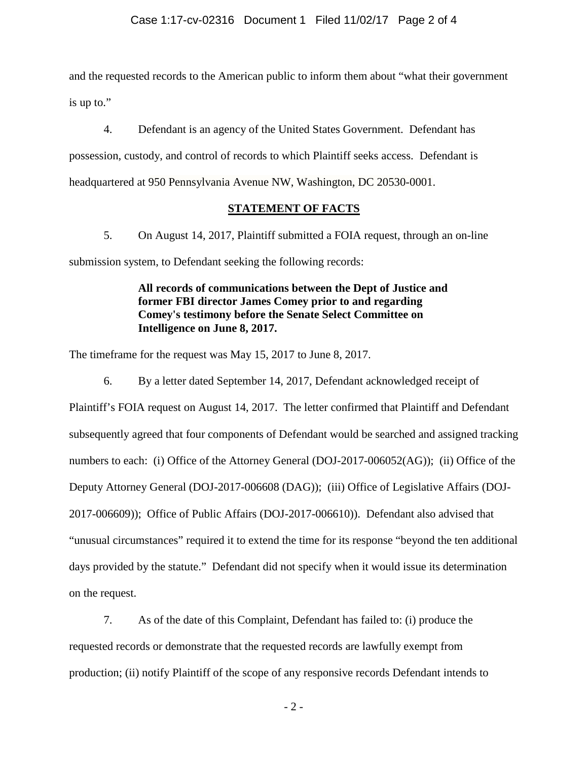and the requested records to the American public to inform them about "what their government is up to."

4. Defendant is an agency of the United States Government. Defendant has possession, custody, and control of records to which Plaintiff seeks access. Defendant is headquartered at 950 Pennsylvania Avenue NW, Washington, DC 20530-0001.

## STATEMENT OF FACTS

5. On August 14, 2017, Plaintiff submitted a FOIA request, through an on-line submission system, to Defendant seeking the following records:

> **All records of communications between the Dept of Justice and former FBI director James Comey prior to and regarding Comey's testimony before the Senate Select Committee on Intelligence on June 8, 2017.**

The timeframe for the request was May 15, 2017 to June 8, 2017.

6. By a letter dated September 14, 2017, Defendant acknowledged receipt of Plaintiff's FOIA request on August 14, 2017. The letter confirmed that Plaintiff and Defendant subsequently agreed that four components of Defendant would be searched and assigned tracking numbers to each: (i) Office of the Attorney General (DOJ-2017-006052(AG)); (ii) Office of the Deputy Attorney General (DOJ-2017-006608 (DAG)); (iii) Office of Legislative Affairs (DOJ-2017-006609)); Office of Public Affairs (DOJ-2017-006610)). Defendant also advised that "unusual circumstances" required it to extend the time for its response "beyond the ten additional days provided by the statute." Defendant did not specify when it would issue its determination on the request.

7. As of the date of this Complaint, Defendant has failed to: (i) produce the requested records or demonstrate that the requested records are lawfully exempt from production; (ii) notify Plaintiff of the scope of any responsive records Defendant intends to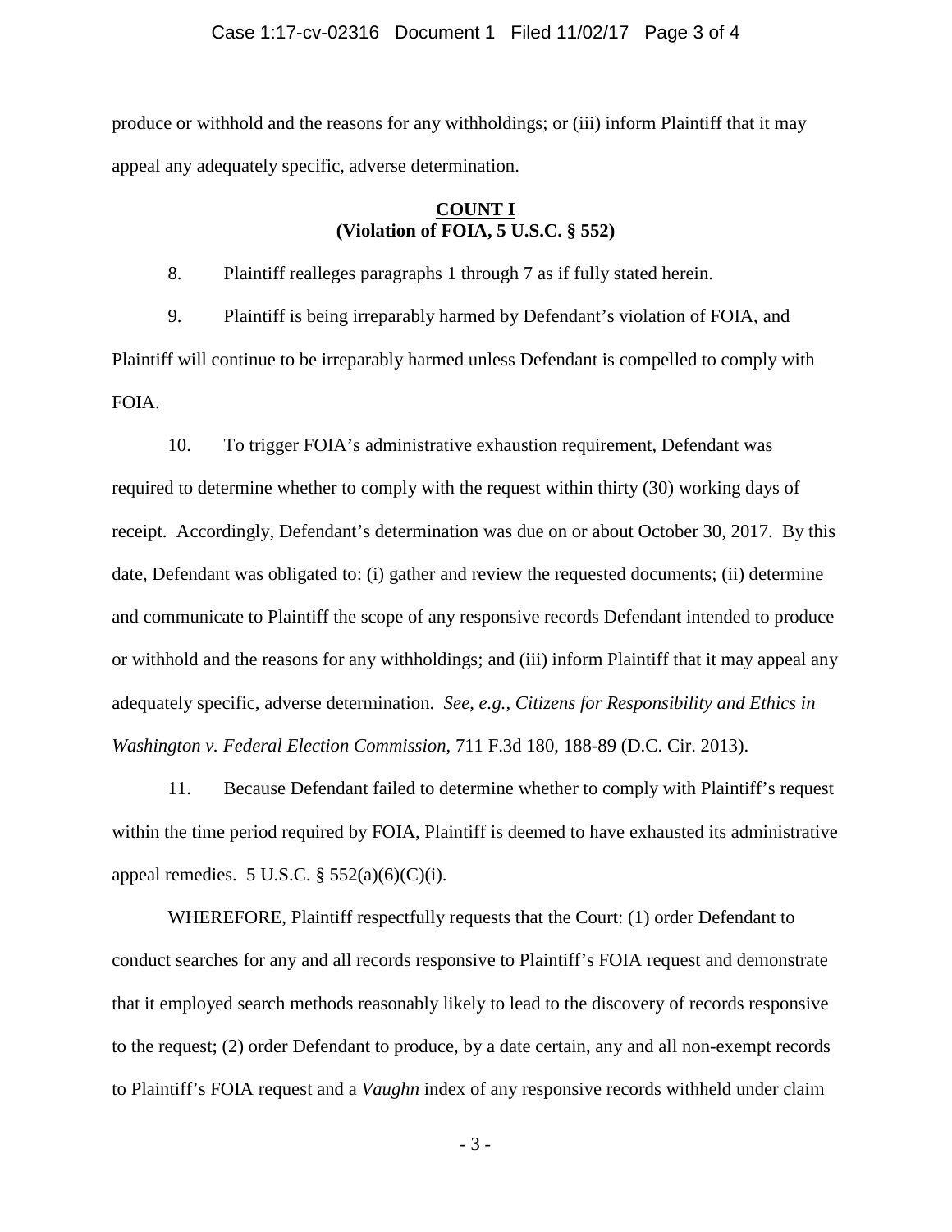produce or withhold and the reasons for any withholdings; or (iii) inform Plaintiff that it may appeal any adequately specific, adverse determination.

**COUNT I**
**(Violation of FOIA, 5 U.S.C. § 552)**

8. Plaintiff realleges paragraphs 1 through 7 as if fully stated herein.

9. Plaintiff is being irreparably harmed by Defendant's violation of FOIA, and Plaintiff will continue to be irreparably harmed unless Defendant is compelled to comply with FOIA.

10. To trigger FOIA's administrative exhaustion requirement, Defendant was required to determine whether to comply with the request within thirty (30) working days of receipt. Accordingly, Defendant's determination was due on or about October 30, 2017. By this date, Defendant was obligated to: (i) gather and review the requested documents; (ii) determine and communicate to Plaintiff the scope of any responsive records Defendant intended to produce or withhold and the reasons for any withholdings; and (iii) inform Plaintiff that it may appeal any adequately specific, adverse determination. *See, e.g.*, *Citizens for Responsibility and Ethics in Washington v. Federal Election Commission*, 711 F.3d 180, 188-89 (D.C. Cir. 2013).

11. Because Defendant failed to determine whether to comply with Plaintiff's request within the time period required by FOIA, Plaintiff is deemed to have exhausted its administrative appeal remedies. 5 U.S.C. § 552(a)(6)(C)(i).

WHEREFORE, Plaintiff respectfully requests that the Court: (1) order Defendant to conduct searches for any and all records responsive to Plaintiff's FOIA request and demonstrate that it employed search methods reasonably likely to lead to the discovery of records responsive to the request; (2) order Defendant to produce, by a date certain, any and all non-exempt records to Plaintiff's FOIA request and a *Vaughn* index of any responsive records withheld under claim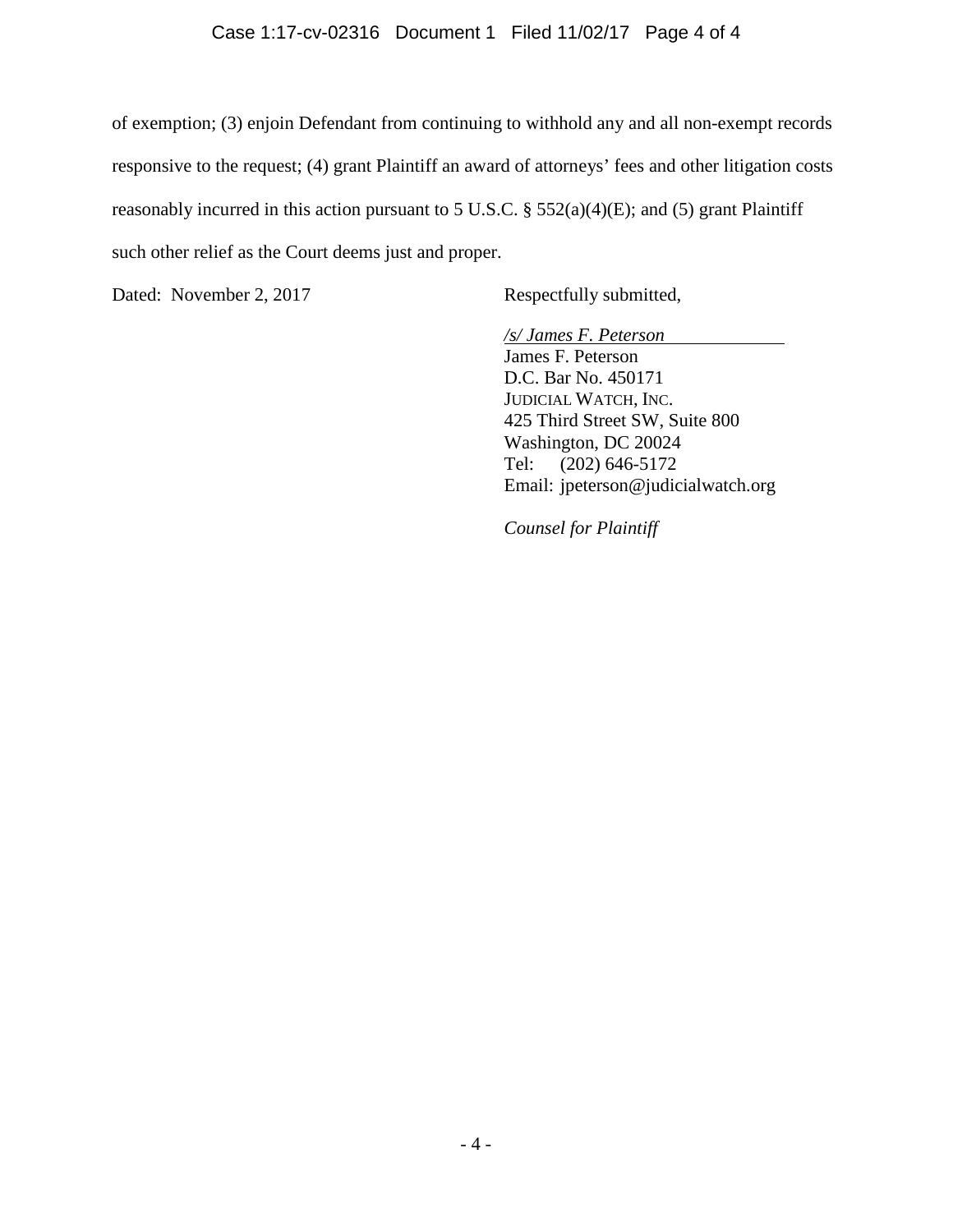of exemption; (3) enjoin Defendant from continuing to withhold any and all non-exempt records responsive to the request; (4) grant Plaintiff an award of attorneys' fees and other litigation costs reasonably incurred in this action pursuant to 5 U.S.C. § 552(a)(4)(E); and (5) grant Plaintiff such other relief as the Court deems just and proper.

Dated: November 2, 2017

Respectfully submitted,

*/s/ James F. Peterson*
James F. Peterson
D.C. Bar No. 450171
JUDICIAL WATCH, INC.
425 Third Street SW, Suite 800
Washington, DC 20024
Tel: (202) 646-5172
Email: jpeterson@judicialwatch.org

*Counsel for Plaintiff*